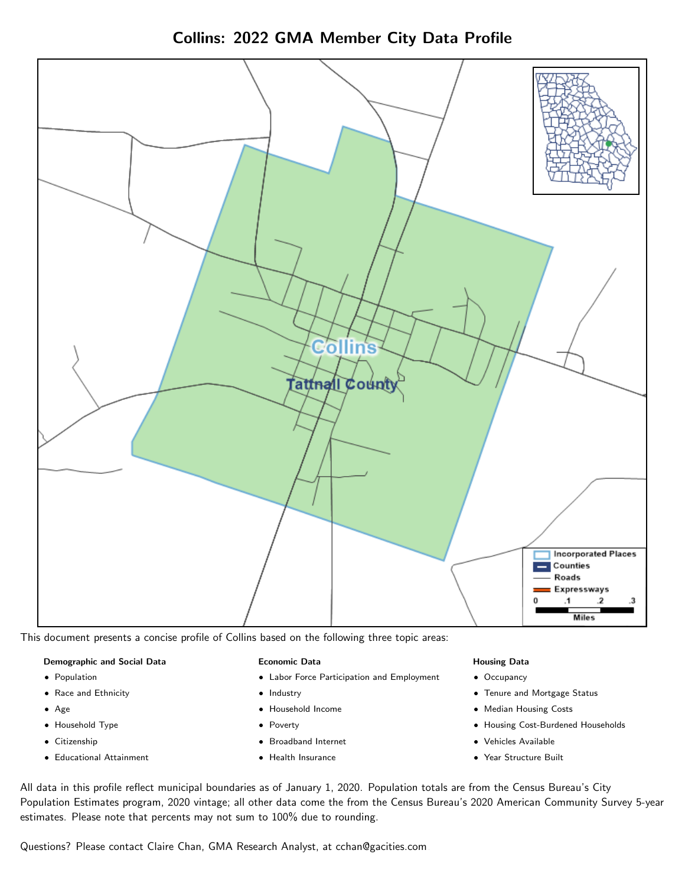# Collins: 2022 GMA Member City Data Profile

This document presents a concise profile of Collins based on the following three topic areas:

**Demographic and Social Data**

- Population
- Race and Ethnicity
- Age
- Household Type
- Citizenship
- Educational Attainment

**Economic Data**

- Labor Force Participation and Employment
- Industry
- Household Income
- Poverty
- Broadband Internet
- Health Insurance

**Housing Data**

- Occupancy
- Tenure and Mortgage Status
- Median Housing Costs
- Housing Cost-Burdened Households
- Vehicles Available
- Year Structure Built

All data in this profile reflect municipal boundaries as of January 1, 2020. Population totals are from the Census Bureau's City Population Estimates program, 2020 vintage; all other data come the from the Census Bureau's 2020 American Community Survey 5-year estimates. Please note that percents may not sum to 100% due to rounding.

Questions? Please contact Claire Chan, GMA Research Analyst, at cchan@gacities.com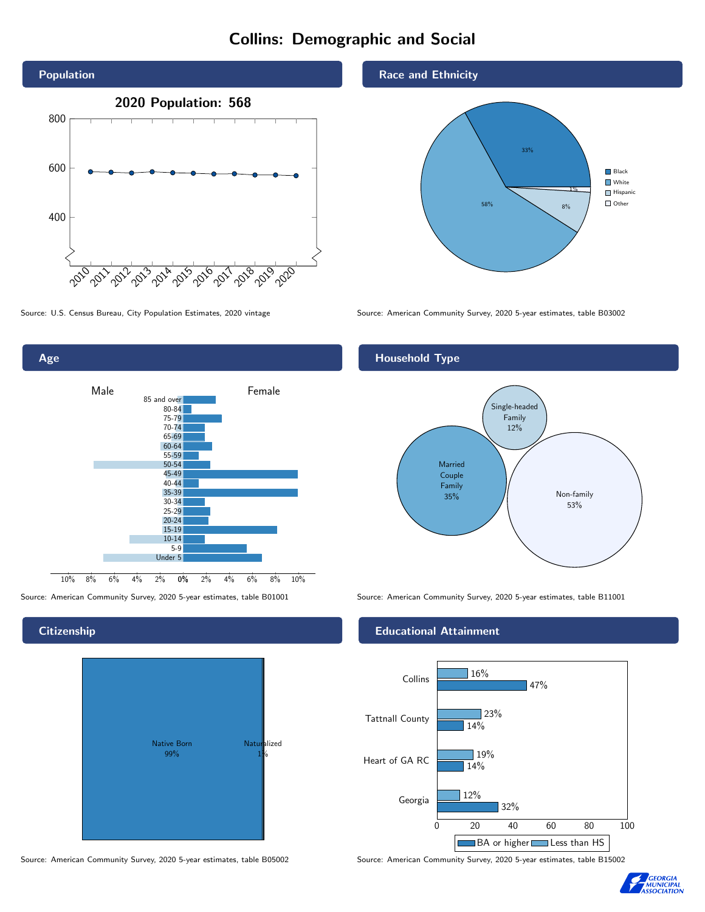# Collins: Demographic and Social

## Population

2020 Population: 568

Source: U.S. Census Bureau, City Population Estimates, 2020 vintage

## Race and Ethnicity

| Group | Percent |
|---|---|
| Black | 33% |
| White | 58% |
| Hispanic | 8% |
| Other | 1% |

Source: American Community Survey, 2020 5-year estimates, table B03002

## Age

Male / Female

Age groups: 85 and over, 80-84, 75-79, 70-74, 65-69, 60-64, 55-59, 50-54, 45-49, 40-44, 35-39, 30-34, 25-29, 20-24, 15-19, 10-14, 5-9, Under 5

Source: American Community Survey, 2020 5-year estimates, table B01001

## Household Type

| Household Type | Percent |
|---|---|
| Married Couple Family | 35% |
| Single-headed Family | 12% |
| Non-family | 53% |

Source: American Community Survey, 2020 5-year estimates, table B11001

## Citizenship

| Status | Percent |
|---|---|
| Native Born | 99% |
| Naturalized | 1% |

Source: American Community Survey, 2020 5-year estimates, table B05002

## Educational Attainment

| Area | Less than HS | BA or higher |
|---|---|---|
| Collins | 16% | 47% |
| Tattnall County | 23% | 14% |
| Heart of GA RC | 19% | 14% |
| Georgia | 12% | 32% |

Source: American Community Survey, 2020 5-year estimates, table B15002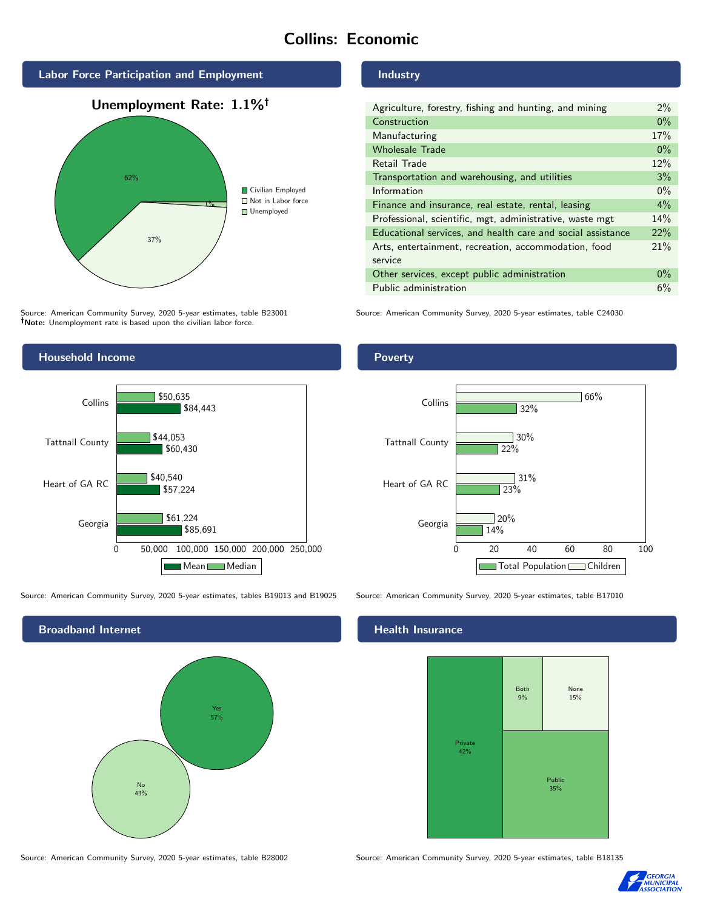# Collins: Economic

## Labor Force Participation and Employment

**Unemployment Rate: 1.1%†**

| Category | Percent |
|---|---|
| Civilian Employed | 62% |
| Not in Labor force | 37% |
| Unemployed | 1% |

Source: American Community Survey, 2020 5-year estimates, table B23001
**†Note:** Unemployment rate is based upon the civilian labor force.

## Industry

| Industry | Percent |
|---|---|
| Agriculture, forestry, fishing and hunting, and mining | 2% |
| Construction | 0% |
| Manufacturing | 17% |
| Wholesale Trade | 0% |
| Retail Trade | 12% |
| Transportation and warehousing, and utilities | 3% |
| Information | 0% |
| Finance and insurance, real estate, rental, leasing | 4% |
| Professional, scientific, mgt, administrative, waste mgt | 14% |
| Educational services, and health care and social assistance | 22% |
| Arts, entertainment, recreation, accommodation, food service | 21% |
| Other services, except public administration | 0% |
| Public administration | 6% |

Source: American Community Survey, 2020 5-year estimates, table C24030

## Household Income

| | Median | Mean |
|---|---|---|
| Collins | $50,635 | $84,443 |
| Tattnall County | $44,053 | $60,430 |
| Heart of GA RC | $40,540 | $57,224 |
| Georgia | $61,224 | $85,691 |

Source: American Community Survey, 2020 5-year estimates, tables B19013 and B19025

## Poverty

| | Children | Total Population |
|---|---|---|
| Collins | 66% | 32% |
| Tattnall County | 30% | 22% |
| Heart of GA RC | 31% | 23% |
| Georgia | 20% | 14% |

Source: American Community Survey, 2020 5-year estimates, table B17010

## Broadband Internet

| Response | Percent |
|---|---|
| Yes | 57% |
| No | 43% |

Source: American Community Survey, 2020 5-year estimates, table B28002

## Health Insurance

| Type | Percent |
|---|---|
| Private | 42% |
| Public | 35% |
| Both | 9% |
| None | 15% |

Source: American Community Survey, 2020 5-year estimates, table B18135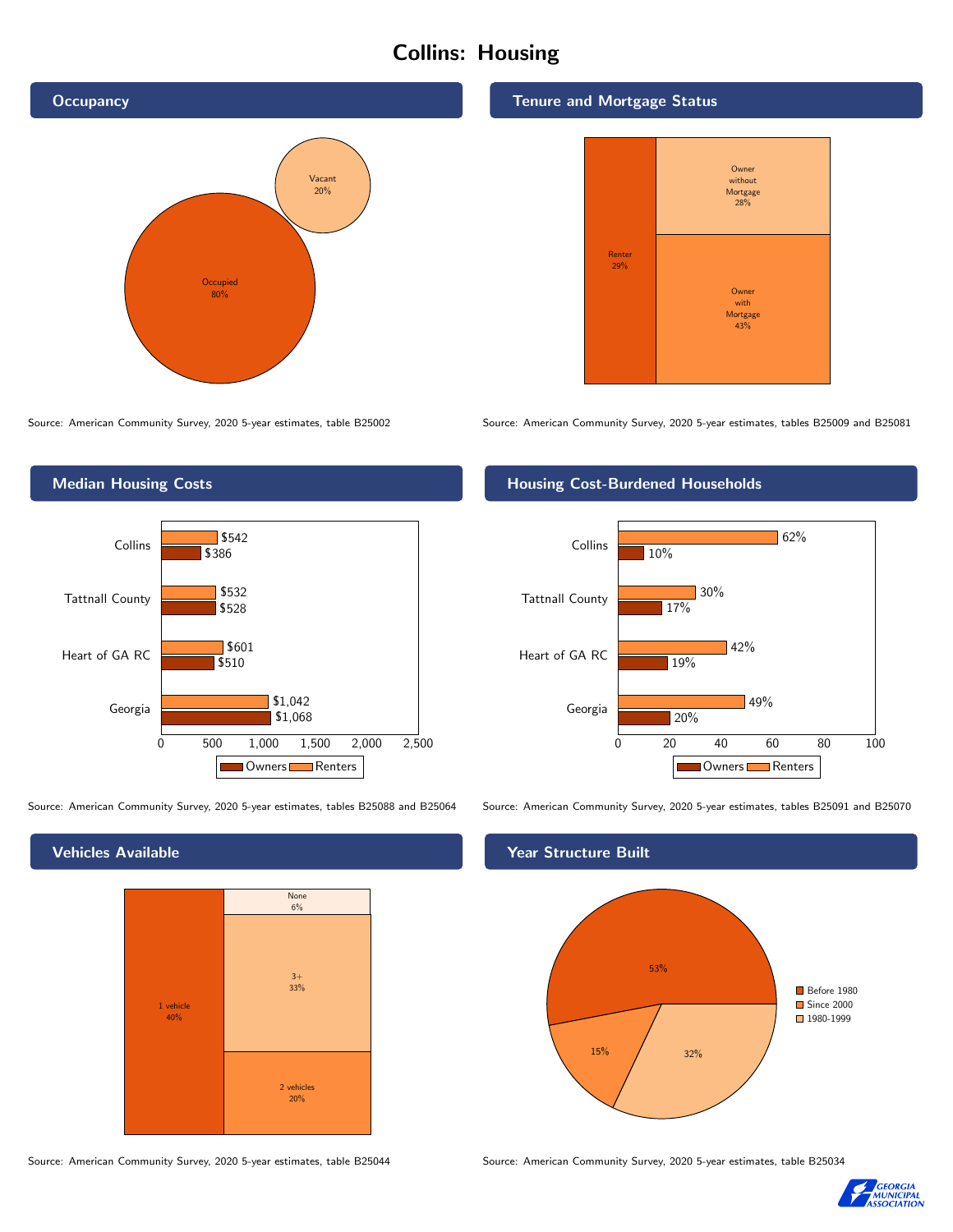# Collins: Housing

## Occupancy

Vacant
20%

Occupied
80%

Source: American Community Survey, 2020 5-year estimates, table B25002

## Tenure and Mortgage Status

Renter
29%

Owner without Mortgage
28%

Owner with Mortgage
43%

Source: American Community Survey, 2020 5-year estimates, tables B25009 and B25081

## Median Housing Costs

Collins
$542
$386

Tattnall County
$532
$528

Heart of GA RC
$601
$510

Georgia
$1,042
$1,068

0 500 1,000 1,500 2,000 2,500

Owners Renters

Source: American Community Survey, 2020 5-year estimates, tables B25088 and B25064

## Housing Cost-Burdened Households

Collins
62%
10%

Tattnall County
30%
17%

Heart of GA RC
42%
19%

Georgia
49%
20%

0 20 40 60 80 100

Owners Renters

Source: American Community Survey, 2020 5-year estimates, tables B25091 and B25070

## Vehicles Available

1 vehicle
40%

None
6%

3+
33%

2 vehicles
20%

Source: American Community Survey, 2020 5-year estimates, table B25044

## Year Structure Built

53%

15%

32%

Before 1980
Since 2000
1980-1999

Source: American Community Survey, 2020 5-year estimates, table B25034